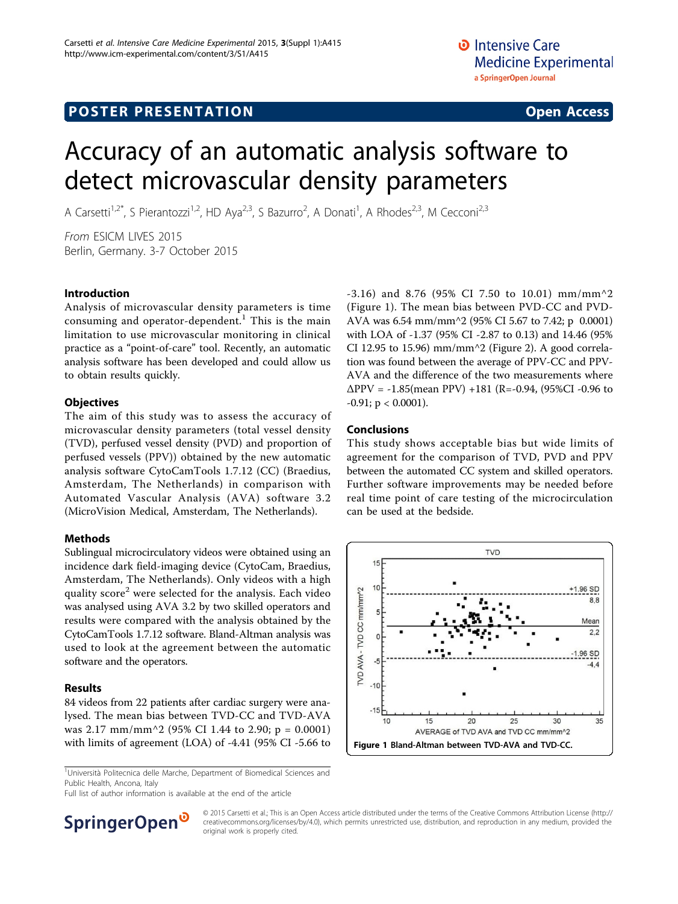POSTER PRESENTATION Open Access

# Accuracy of an automatic analysis software to detect microvascular density parameters

A Carsetti[1,2*], S Pierantozzi[1,2], HD Aya[2,3], S Bazurro[2], A Donati[1], A Rhodes[2,3], M Cecconi[2,3]

*From* ESICM LIVES 2015
Berlin, Germany. 3-7 October 2015

## Introduction

Analysis of microvascular density parameters is time consuming and operator-dependent.[1] This is the main limitation to use microvascular monitoring in clinical practice as a "point-of-care" tool. Recently, an automatic analysis software has been developed and could allow us to obtain results quickly.

## Objectives

The aim of this study was to assess the accuracy of microvascular density parameters (total vessel density (TVD), perfused vessel density (PVD) and proportion of perfused vessels (PPV)) obtained by the new automatic analysis software CytoCamTools 1.7.12 (CC) (Braedius, Amsterdam, The Netherlands) in comparison with Automated Vascular Analysis (AVA) software 3.2 (MicroVision Medical, Amsterdam, The Netherlands).

## Methods

Sublingual microcirculatory videos were obtained using an incidence dark field-imaging device (CytoCam, Braedius, Amsterdam, The Netherlands). Only videos with a high quality score[2] were selected for the analysis. Each video was analysed using AVA 3.2 by two skilled operators and results were compared with the analysis obtained by the CytoCamTools 1.7.12 software. Bland-Altman analysis was used to look at the agreement between the automatic software and the operators.

## Results

84 videos from 22 patients after cardiac surgery were analysed. The mean bias between TVD-CC and TVD-AVA was 2.17 mm/mm^2 (95% CI 1.44 to 2.90; $p = 0.0001$) with limits of agreement (LOA) of -4.41 (95% CI -5.66 to -3.16) and 8.76 (95% CI 7.50 to 10.01) mm/mm^2 (Figure 1). The mean bias between PVD-CC and PVD-AVA was 6.54 mm/mm^2 (95% CI 5.67 to 7.42; p 0.0001) with LOA of -1.37 (95% CI -2.87 to 0.13) and 14.46 (95% CI 12.95 to 15.96) mm/mm^2 (Figure 2). A good correlation was found between the average of PPV-CC and PPV-AVA and the difference of the two measurements where $\Delta PPV = -1.85(\text{mean PPV}) + 181$ (R=-0.94, (95%CI -0.96 to -0.91; $p < 0.0001$).

## Conclusions

This study shows acceptable bias but wide limits of agreement for the comparison of TVD, PVD and PPV between the automated CC system and skilled operators. Further software improvements may be needed before real time point of care testing of the microcirculation can be used at the bedside.

**Figure 1 Bland-Altman between TVD-AVA and TVD-CC.**

[1]Università Politecnica delle Marche, Department of Biomedical Sciences and Public Health, Ancona, Italy
Full list of author information is available at the end of the article

© 2015 Carsetti et al.; This is an Open Access article distributed under the terms of the Creative Commons Attribution License (http://creativecommons.org/licenses/by/4.0), which permits unrestricted use, distribution, and reproduction in any medium, provided the original work is properly cited.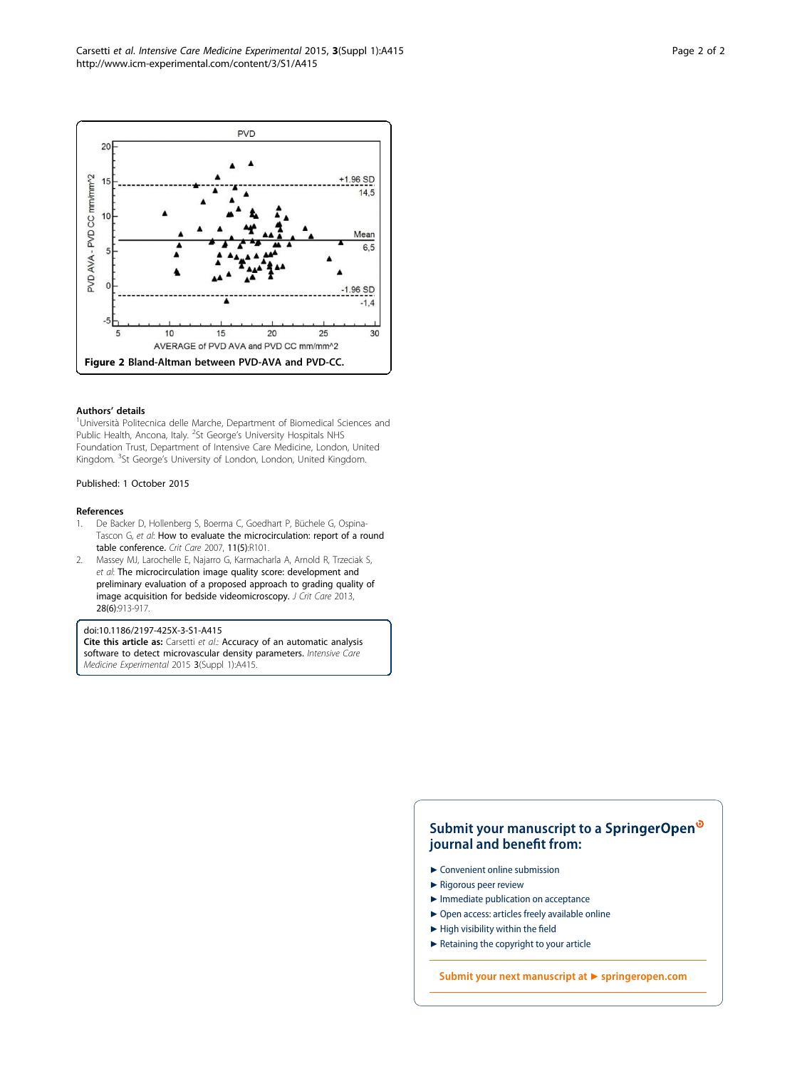PVD

20

15

10

5

0

-5

5 10 15 20 25 30

PVD AVA - PVD CC mm/mm^2

AVERAGE of PVD AVA and PVD CC mm/mm^2

+1.96 SD

14,5

Mean

6,5

-1.96 SD

-1,4

**Figure 2** Bland-Altman between PVD-AVA and PVD-CC.

### Authors' details

[1]Università Politecnica delle Marche, Department of Biomedical Sciences and Public Health, Ancona, Italy. [2]St George's University Hospitals NHS Foundation Trust, Department of Intensive Care Medicine, London, United Kingdom. [3]St George's University of London, London, United Kingdom.

Published: 1 October 2015

### References

1. De Backer D, Hollenberg S, Boerma C, Goedhart P, Büchele G, Ospina-Tascon G, *et al*: How to evaluate the microcirculation: report of a round table conference. *Crit Care* 2007, 11(5):R101.
2. Massey MJ, Larochelle E, Najarro G, Karmacharla A, Arnold R, Trzeciak S, *et al*: The microcirculation image quality score: development and preliminary evaluation of a proposed approach to grading quality of image acquisition for bedside videomicroscopy. *J Crit Care* 2013, 28(6):913-917.

doi:10.1186/2197-425X-3-S1-A415

**Cite this article as:** Carsetti *et al.*: Accuracy of an automatic analysis software to detect microvascular density parameters. *Intensive Care Medicine Experimental* 2015 3(Suppl 1):A415.

**Submit your manuscript to a SpringerOpen journal and benefit from:**

- ► Convenient online submission
- ► Rigorous peer review
- ► Immediate publication on acceptance
- ► Open access: articles freely available online
- ► High visibility within the field
- ► Retaining the copyright to your article

**Submit your next manuscript at ► springeropen.com**